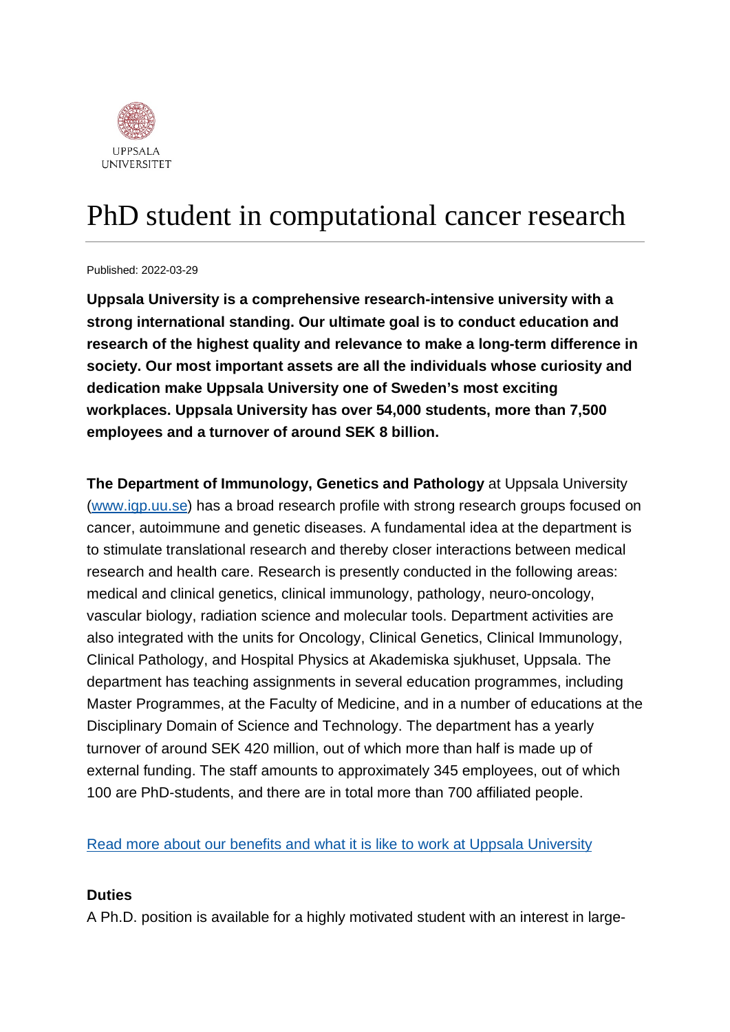UPPSALA UNIVERSITET

# PhD student in computational cancer research

Published: 2022-03-29

**Uppsala University is a comprehensive research-intensive university with a strong international standing. Our ultimate goal is to conduct education and research of the highest quality and relevance to make a long-term difference in society. Our most important assets are all the individuals whose curiosity and dedication make Uppsala University one of Sweden's most exciting workplaces. Uppsala University has over 54,000 students, more than 7,500 employees and a turnover of around SEK 8 billion.**

**The Department of Immunology, Genetics and Pathology** at Uppsala University ([www.igp.uu.se](www.igp.uu.se)) has a broad research profile with strong research groups focused on cancer, autoimmune and genetic diseases. A fundamental idea at the department is to stimulate translational research and thereby closer interactions between medical research and health care. Research is presently conducted in the following areas: medical and clinical genetics, clinical immunology, pathology, neuro-oncology, vascular biology, radiation science and molecular tools. Department activities are also integrated with the units for Oncology, Clinical Genetics, Clinical Immunology, Clinical Pathology, and Hospital Physics at Akademiska sjukhuset, Uppsala. The department has teaching assignments in several education programmes, including Master Programmes, at the Faculty of Medicine, and in a number of educations at the Disciplinary Domain of Science and Technology. The department has a yearly turnover of around SEK 420 million, out of which more than half is made up of external funding. The staff amounts to approximately 345 employees, out of which 100 are PhD-students, and there are in total more than 700 affiliated people.

Read more about our benefits and what it is like to work at Uppsala University

**Duties**

A Ph.D. position is available for a highly motivated student with an interest in large-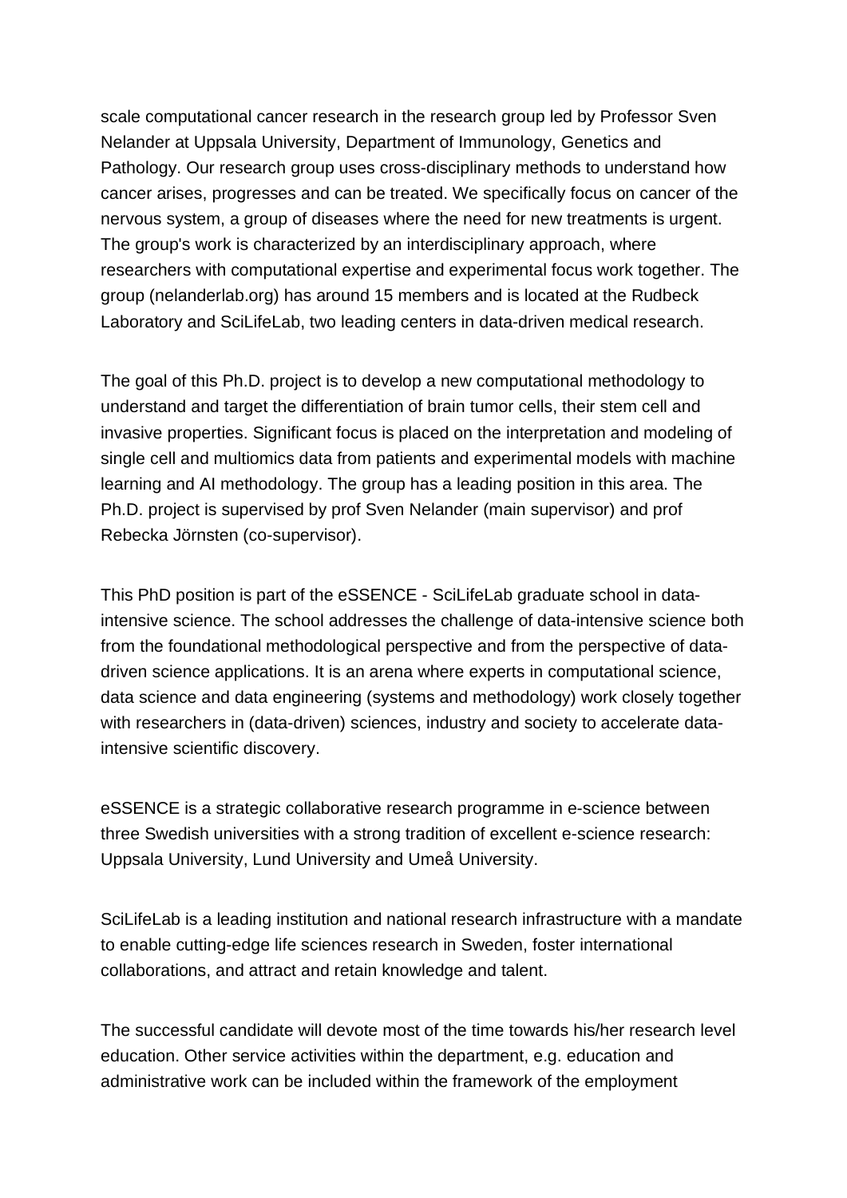scale computational cancer research in the research group led by Professor Sven Nelander at Uppsala University, Department of Immunology, Genetics and Pathology. Our research group uses cross-disciplinary methods to understand how cancer arises, progresses and can be treated. We specifically focus on cancer of the nervous system, a group of diseases where the need for new treatments is urgent. The group's work is characterized by an interdisciplinary approach, where researchers with computational expertise and experimental focus work together. The group (nelanderlab.org) has around 15 members and is located at the Rudbeck Laboratory and SciLifeLab, two leading centers in data-driven medical research.

The goal of this Ph.D. project is to develop a new computational methodology to understand and target the differentiation of brain tumor cells, their stem cell and invasive properties. Significant focus is placed on the interpretation and modeling of single cell and multiomics data from patients and experimental models with machine learning and AI methodology. The group has a leading position in this area. The Ph.D. project is supervised by prof Sven Nelander (main supervisor) and prof Rebecka Jörnsten (co-supervisor).

This PhD position is part of the eSSENCE - SciLifeLab graduate school in data-intensive science. The school addresses the challenge of data-intensive science both from the foundational methodological perspective and from the perspective of data-driven science applications. It is an arena where experts in computational science, data science and data engineering (systems and methodology) work closely together with researchers in (data-driven) sciences, industry and society to accelerate data-intensive scientific discovery.

eSSENCE is a strategic collaborative research programme in e-science between three Swedish universities with a strong tradition of excellent e-science research: Uppsala University, Lund University and Umeå University.

SciLifeLab is a leading institution and national research infrastructure with a mandate to enable cutting-edge life sciences research in Sweden, foster international collaborations, and attract and retain knowledge and talent.

The successful candidate will devote most of the time towards his/her research level education. Other service activities within the department, e.g. education and administrative work can be included within the framework of the employment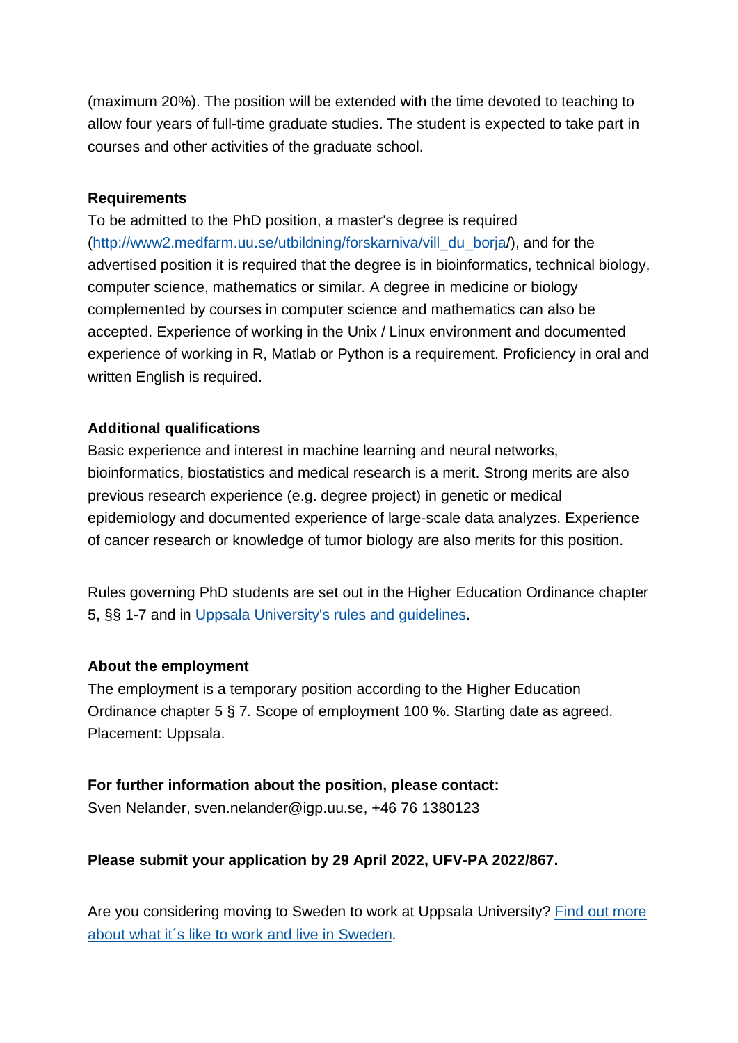(maximum 20%). The position will be extended with the time devoted to teaching to allow four years of full-time graduate studies. The student is expected to take part in courses and other activities of the graduate school.

**Requirements**

To be admitted to the PhD position, a master's degree is required ([http://www2.medfarm.uu.se/utbildning/forskarniva/vill_du_borja](http://www2.medfarm.uu.se/utbildning/forskarniva/vill_du_borja)/), and for the advertised position it is required that the degree is in bioinformatics, technical biology, computer science, mathematics or similar. A degree in medicine or biology complemented by courses in computer science and mathematics can also be accepted. Experience of working in the Unix / Linux environment and documented experience of working in R, Matlab or Python is a requirement. Proficiency in oral and written English is required.

**Additional qualifications**

Basic experience and interest in machine learning and neural networks, bioinformatics, biostatistics and medical research is a merit. Strong merits are also previous research experience (e.g. degree project) in genetic or medical epidemiology and documented experience of large-scale data analyzes. Experience of cancer research or knowledge of tumor biology are also merits for this position.

Rules governing PhD students are set out in the Higher Education Ordinance chapter 5, §§ 1-7 and in Uppsala University's rules and guidelines.

**About the employment**

The employment is a temporary position according to the Higher Education Ordinance chapter 5 § 7. Scope of employment 100 %. Starting date as agreed. Placement: Uppsala.

**For further information about the position, please contact:**

Sven Nelander, sven.nelander@igp.uu.se, +46 76 1380123

**Please submit your application by 29 April 2022, UFV-PA 2022/867.**

Are you considering moving to Sweden to work at Uppsala University? Find out more about what it´s like to work and live in Sweden.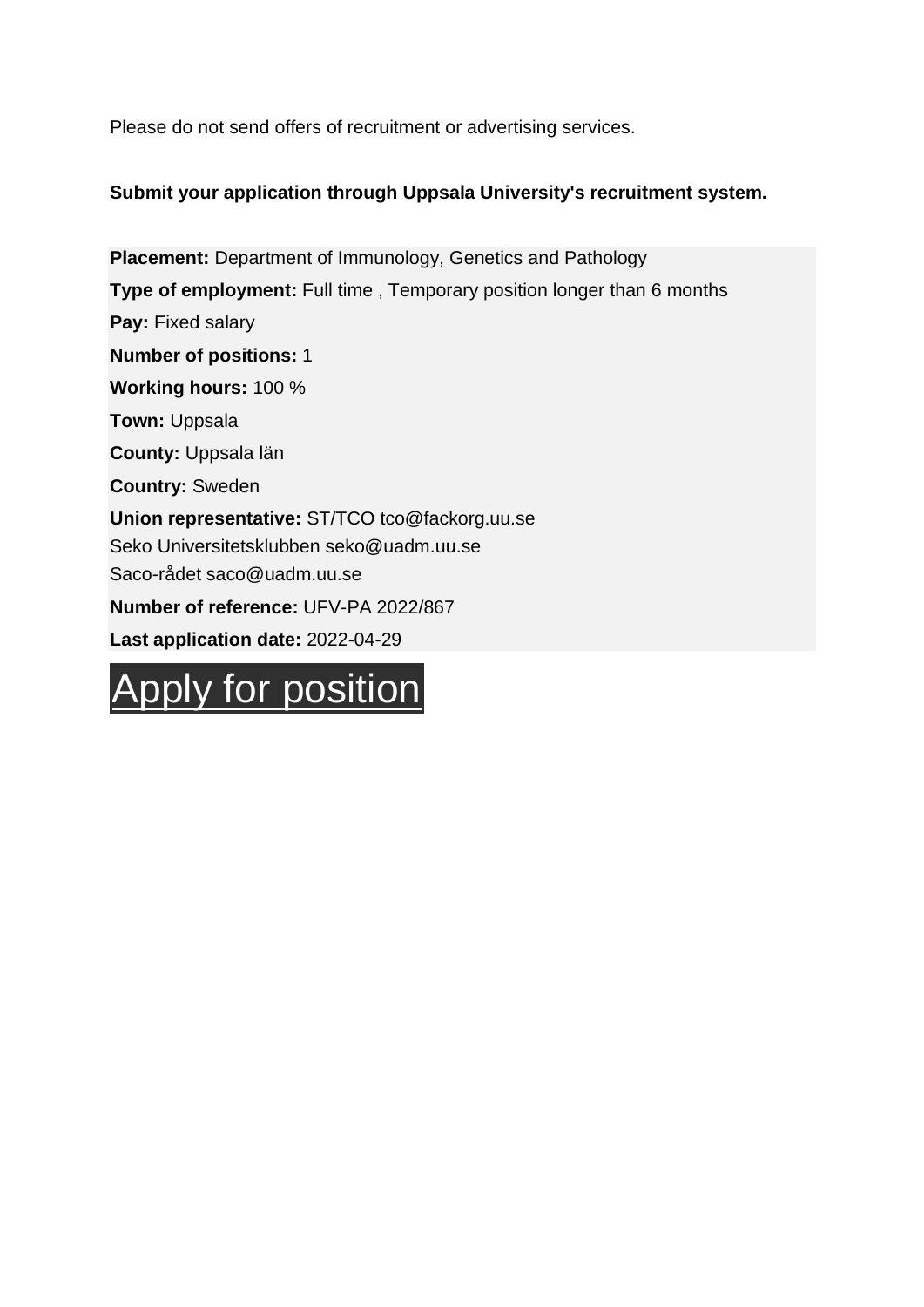Please do not send offers of recruitment or advertising services.

**Submit your application through Uppsala University's recruitment system.**

**Placement:** Department of Immunology, Genetics and Pathology

**Type of employment:** Full time , Temporary position longer than 6 months

**Pay:** Fixed salary

**Number of positions:** 1

**Working hours:** 100 %

**Town:** Uppsala

**County:** Uppsala län

**Country:** Sweden

**Union representative:** ST/TCO tco@fackorg.uu.se
Seko Universitetsklubben seko@uadm.uu.se
Saco-rådet saco@uadm.uu.se

**Number of reference:** UFV-PA 2022/867

**Last application date:** 2022-04-29

Apply for position